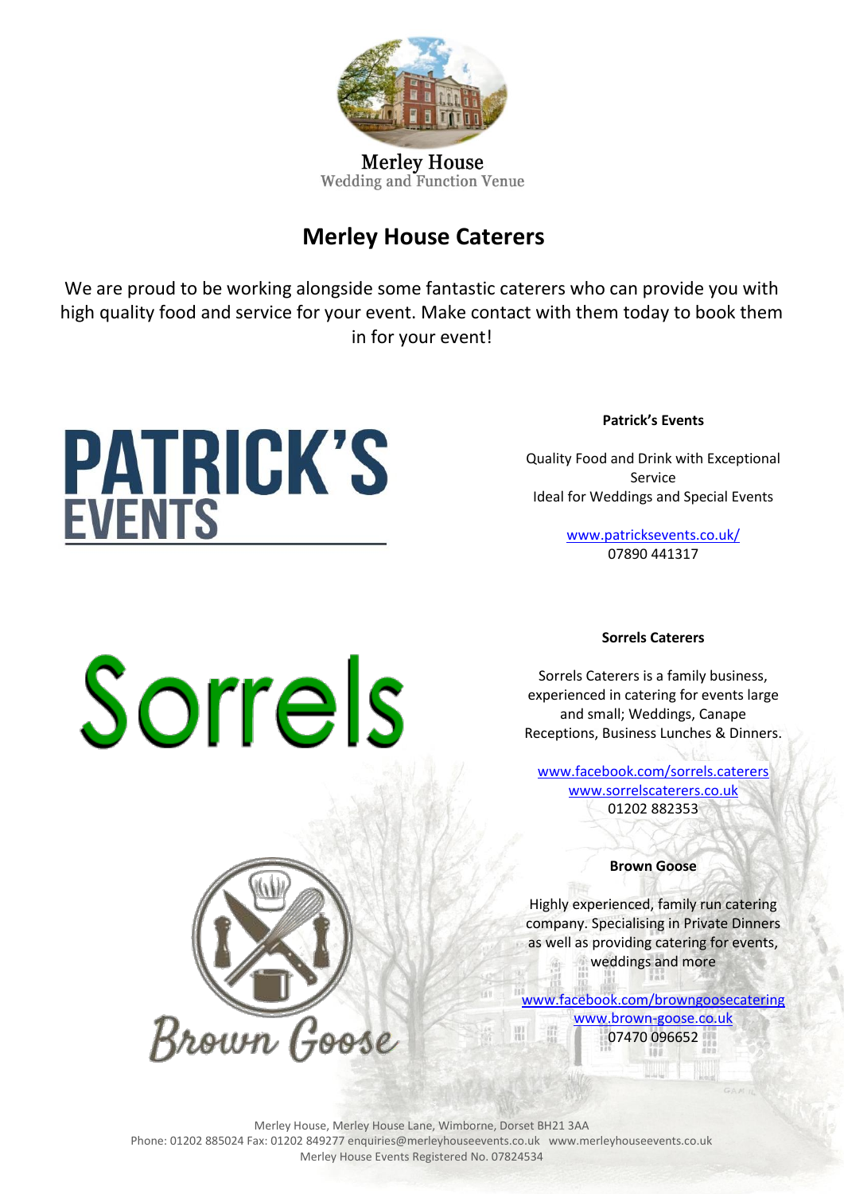Merley House
Wedding and Function Venue

# Merley House Caterers

We are proud to be working alongside some fantastic caterers who can provide you with high quality food and service for your event. Make contact with them today to book them in for your event!

PATRICK'S EVENTS

**Patrick's Events**

Quality Food and Drink with Exceptional Service
Ideal for Weddings and Special Events

www.patricksevents.co.uk/
07890 441317

Sorrels

**Sorrels Caterers**

Sorrels Caterers is a family business, experienced in catering for events large and small; Weddings, Canape Receptions, Business Lunches & Dinners.

www.facebook.com/sorrels.caterers
www.sorrelscaterers.co.uk
01202 882353

Brown Goose

**Brown Goose**

Highly experienced, family run catering company. Specialising in Private Dinners as well as providing catering for events, weddings and more

www.facebook.com/browngoosecatering
www.brown-goose.co.uk
07470 096652

Merley House, Merley House Lane, Wimborne, Dorset BH21 3AA
Phone: 01202 885024 Fax: 01202 849277 enquiries@merleyhouseevents.co.uk www.merleyhouseevents.co.uk
Merley House Events Registered No. 07824534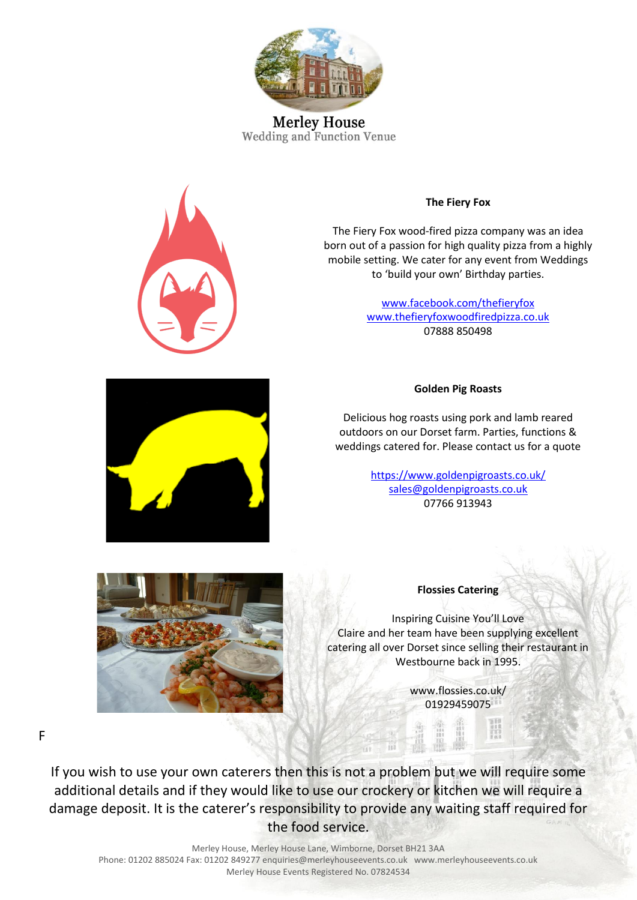Merley House

Wedding and Function Venue

**The Fiery Fox**

The Fiery Fox wood-fired pizza company was an idea born out of a passion for high quality pizza from a highly mobile setting. We cater for any event from Weddings to 'build your own' Birthday parties.

www.facebook.com/thefieryfox
www.thefieryfoxwoodfiredpizza.co.uk
07888 850498

**Golden Pig Roasts**

Delicious hog roasts using pork and lamb reared outdoors on our Dorset farm. Parties, functions & weddings catered for. Please contact us for a quote

https://www.goldenpigroasts.co.uk/
sales@goldenpigroasts.co.uk
07766 913943

**Flossies Catering**

Inspiring Cuisine You'll Love
Claire and her team have been supplying excellent catering all over Dorset since selling their restaurant in Westbourne back in 1995.

www.flossies.co.uk/
01929459075

F

If you wish to use your own caterers then this is not a problem but we will require some additional details and if they would like to use our crockery or kitchen we will require a damage deposit. It is the caterer's responsibility to provide any waiting staff required for the food service.

Merley House, Merley House Lane, Wimborne, Dorset BH21 3AA
Phone: 01202 885024 Fax: 01202 849277 enquiries@merleyhouseevents.co.uk www.merleyhouseevents.co.uk
Merley House Events Registered No. 07824534